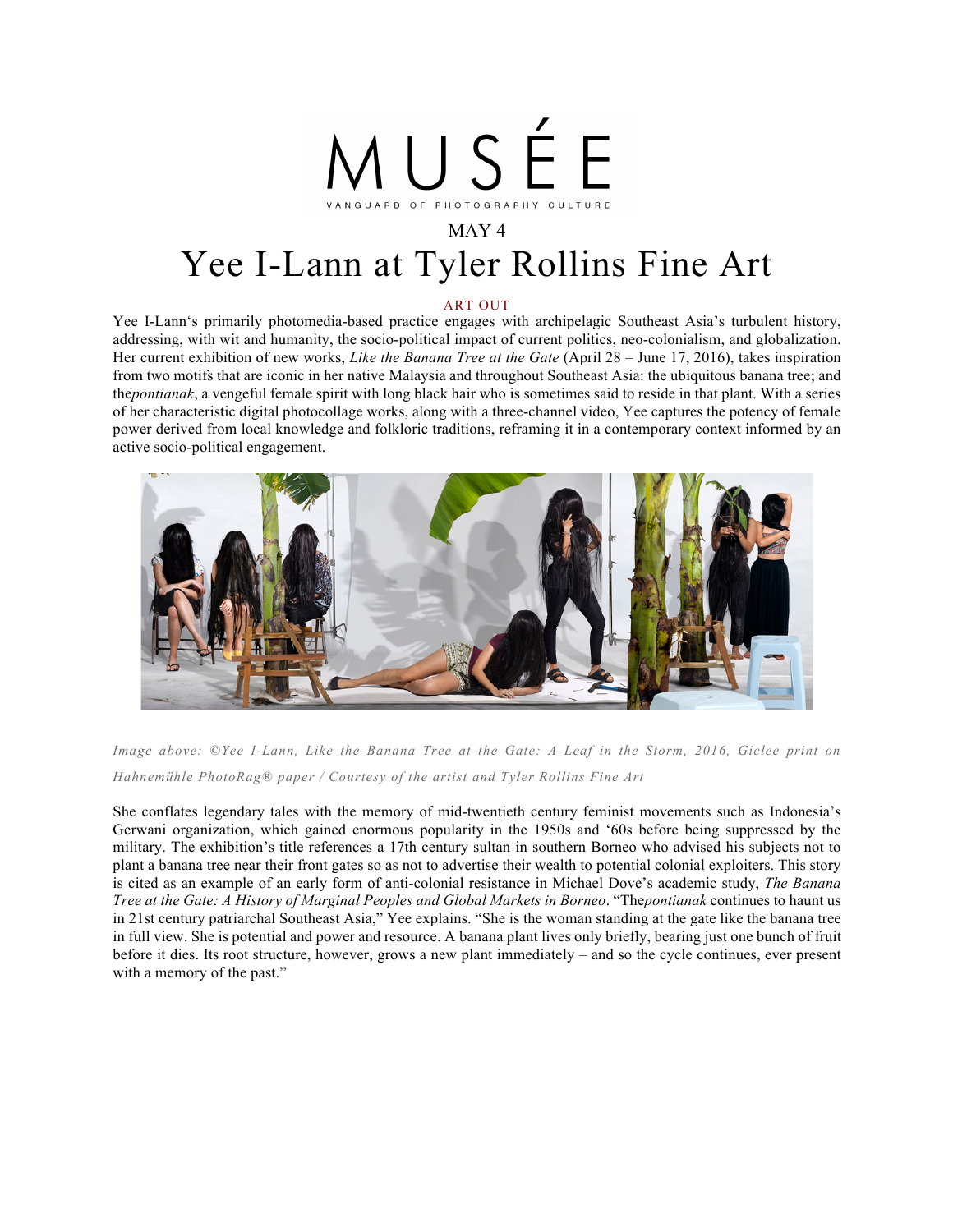MUSÉE

VANGUARD OF PHOTOGRAPHY CULTURE

MAY 4

# Yee I-Lann at Tyler Rollins Fine Art

ART OUT

Yee I-Lann's primarily photomedia-based practice engages with archipelagic Southeast Asia's turbulent history, addressing, with wit and humanity, the socio-political impact of current politics, neo-colonialism, and globalization. Her current exhibition of new works, *Like the Banana Tree at the Gate* (April 28 – June 17, 2016), takes inspiration from two motifs that are iconic in her native Malaysia and throughout Southeast Asia: the ubiquitous banana tree; and the*pontianak*, a vengeful female spirit with long black hair who is sometimes said to reside in that plant. With a series of her characteristic digital photocollage works, along with a three-channel video, Yee captures the potency of female power derived from local knowledge and folkloric traditions, reframing it in a contemporary context informed by an active socio-political engagement.

*Image above: ©Yee I-Lann, Like the Banana Tree at the Gate: A Leaf in the Storm, 2016, Giclee print on Hahnemühle PhotoRag® paper / Courtesy of the artist and Tyler Rollins Fine Art*

She conflates legendary tales with the memory of mid-twentieth century feminist movements such as Indonesia's Gerwani organization, which gained enormous popularity in the 1950s and '60s before being suppressed by the military. The exhibition's title references a 17th century sultan in southern Borneo who advised his subjects not to plant a banana tree near their front gates so as not to advertise their wealth to potential colonial exploiters. This story is cited as an example of an early form of anti-colonial resistance in Michael Dove's academic study, *The Banana Tree at the Gate: A History of Marginal Peoples and Global Markets in Borneo*. "The*pontianak* continues to haunt us in 21st century patriarchal Southeast Asia," Yee explains. "She is the woman standing at the gate like the banana tree in full view. She is potential and power and resource. A banana plant lives only briefly, bearing just one bunch of fruit before it dies. Its root structure, however, grows a new plant immediately – and so the cycle continues, ever present with a memory of the past."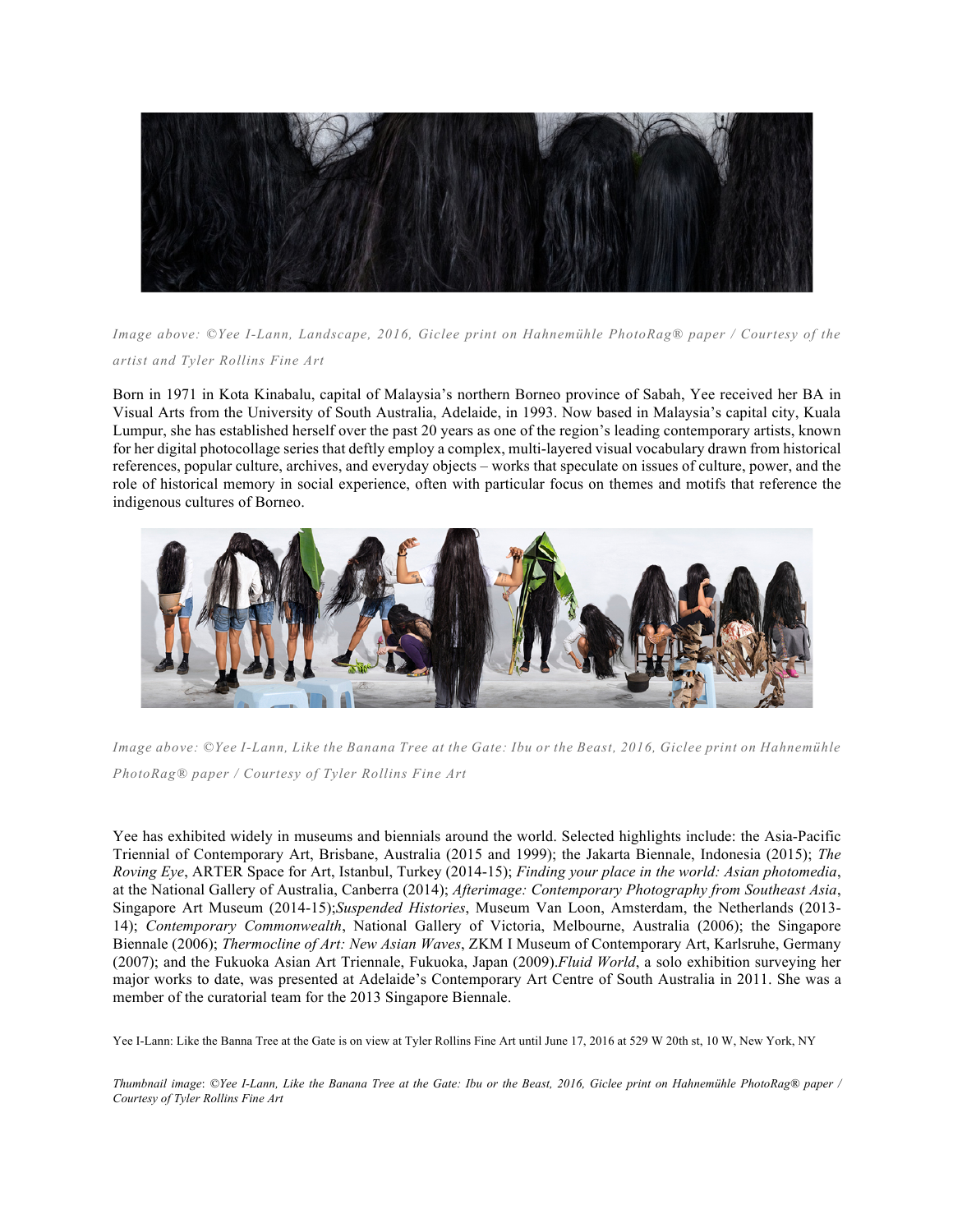*Image above: ©Yee I-Lann, Landscape, 2016, Giclee print on Hahnemühle PhotoRag® paper / Courtesy of the artist and Tyler Rollins Fine Art*

Born in 1971 in Kota Kinabalu, capital of Malaysia's northern Borneo province of Sabah, Yee received her BA in Visual Arts from the University of South Australia, Adelaide, in 1993. Now based in Malaysia's capital city, Kuala Lumpur, she has established herself over the past 20 years as one of the region's leading contemporary artists, known for her digital photocollage series that deftly employ a complex, multi-layered visual vocabulary drawn from historical references, popular culture, archives, and everyday objects – works that speculate on issues of culture, power, and the role of historical memory in social experience, often with particular focus on themes and motifs that reference the indigenous cultures of Borneo.

*Image above: ©Yee I-Lann, Like the Banana Tree at the Gate: Ibu or the Beast, 2016, Giclee print on Hahnemühle PhotoRag® paper / Courtesy of Tyler Rollins Fine Art*

Yee has exhibited widely in museums and biennials around the world. Selected highlights include: the Asia-Pacific Triennial of Contemporary Art, Brisbane, Australia (2015 and 1999); the Jakarta Biennale, Indonesia (2015); *The Roving Eye*, ARTER Space for Art, Istanbul, Turkey (2014-15); *Finding your place in the world: Asian photomedia*, at the National Gallery of Australia, Canberra (2014); *Afterimage: Contemporary Photography from Southeast Asia*, Singapore Art Museum (2014-15);*Suspended Histories*, Museum Van Loon, Amsterdam, the Netherlands (2013-14); *Contemporary Commonwealth*, National Gallery of Victoria, Melbourne, Australia (2006); the Singapore Biennale (2006); *Thermocline of Art: New Asian Waves*, ZKM I Museum of Contemporary Art, Karlsruhe, Germany (2007); and the Fukuoka Asian Art Triennale, Fukuoka, Japan (2009).*Fluid World*, a solo exhibition surveying her major works to date, was presented at Adelaide's Contemporary Art Centre of South Australia in 2011. She was a member of the curatorial team for the 2013 Singapore Biennale.

Yee I-Lann: Like the Banna Tree at the Gate is on view at Tyler Rollins Fine Art until June 17, 2016 at 529 W 20th st, 10 W, New York, NY

*Thumbnail image*: *©Yee I-Lann, Like the Banana Tree at the Gate: Ibu or the Beast, 2016, Giclee print on Hahnemühle PhotoRag® paper / Courtesy of Tyler Rollins Fine Art*